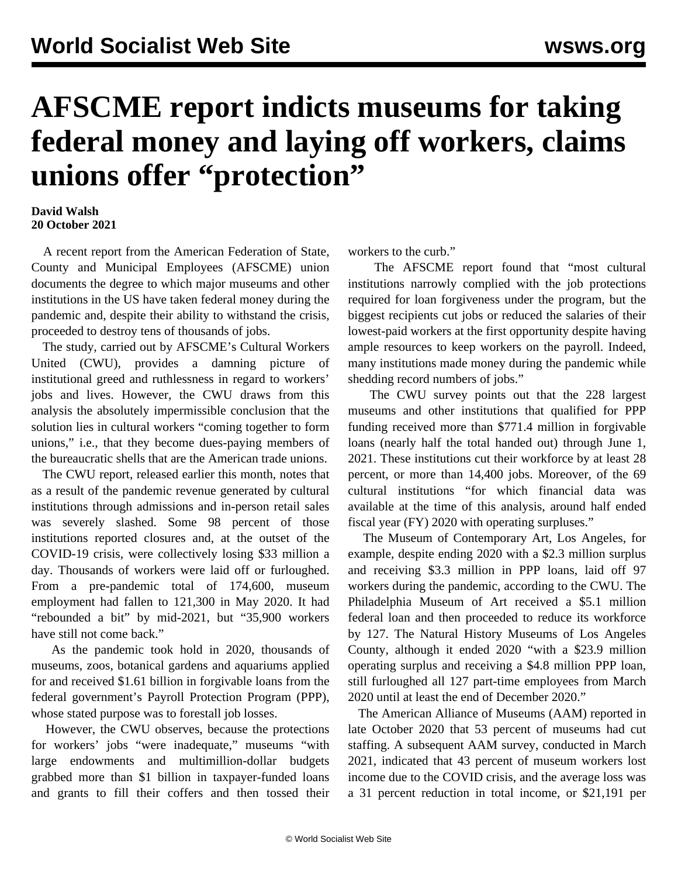# AFSCME report indicts museums for taking federal money and laying off workers, claims unions offer "protection"

**David Walsh**
**20 October 2021**

A recent report from the American Federation of State, County and Municipal Employees (AFSCME) union documents the degree to which major museums and other institutions in the US have taken federal money during the pandemic and, despite their ability to withstand the crisis, proceeded to destroy tens of thousands of jobs.

The study, carried out by AFSCME's Cultural Workers United (CWU), provides a damning picture of institutional greed and ruthlessness in regard to workers' jobs and lives. However, the CWU draws from this analysis the absolutely impermissible conclusion that the solution lies in cultural workers "coming together to form unions," i.e., that they become dues-paying members of the bureaucratic shells that are the American trade unions.

The CWU report, released earlier this month, notes that as a result of the pandemic revenue generated by cultural institutions through admissions and in-person retail sales was severely slashed. Some 98 percent of those institutions reported closures and, at the outset of the COVID-19 crisis, were collectively losing $33 million a day. Thousands of workers were laid off or furloughed. From a pre-pandemic total of 174,600, museum employment had fallen to 121,300 in May 2020. It had "rebounded a bit" by mid-2021, but "35,900 workers have still not come back."

As the pandemic took hold in 2020, thousands of museums, zoos, botanical gardens and aquariums applied for and received $1.61 billion in forgivable loans from the federal government's Payroll Protection Program (PPP), whose stated purpose was to forestall job losses.

However, the CWU observes, because the protections for workers' jobs "were inadequate," museums "with large endowments and multimillion-dollar budgets grabbed more than $1 billion in taxpayer-funded loans and grants to fill their coffers and then tossed their workers to the curb."

The AFSCME report found that "most cultural institutions narrowly complied with the job protections required for loan forgiveness under the program, but the biggest recipients cut jobs or reduced the salaries of their lowest-paid workers at the first opportunity despite having ample resources to keep workers on the payroll. Indeed, many institutions made money during the pandemic while shedding record numbers of jobs."

The CWU survey points out that the 228 largest museums and other institutions that qualified for PPP funding received more than $771.4 million in forgivable loans (nearly half the total handed out) through June 1, 2021. These institutions cut their workforce by at least 28 percent, or more than 14,400 jobs. Moreover, of the 69 cultural institutions "for which financial data was available at the time of this analysis, around half ended fiscal year (FY) 2020 with operating surpluses."

The Museum of Contemporary Art, Los Angeles, for example, despite ending 2020 with a $2.3 million surplus and receiving $3.3 million in PPP loans, laid off 97 workers during the pandemic, according to the CWU. The Philadelphia Museum of Art received a $5.1 million federal loan and then proceeded to reduce its workforce by 127. The Natural History Museums of Los Angeles County, although it ended 2020 "with a $23.9 million operating surplus and receiving a $4.8 million PPP loan, still furloughed all 127 part-time employees from March 2020 until at least the end of December 2020."

The American Alliance of Museums (AAM) reported in late October 2020 that 53 percent of museums had cut staffing. A subsequent AAM survey, conducted in March 2021, indicated that 43 percent of museum workers lost income due to the COVID crisis, and the average loss was a 31 percent reduction in total income, or $21,191 per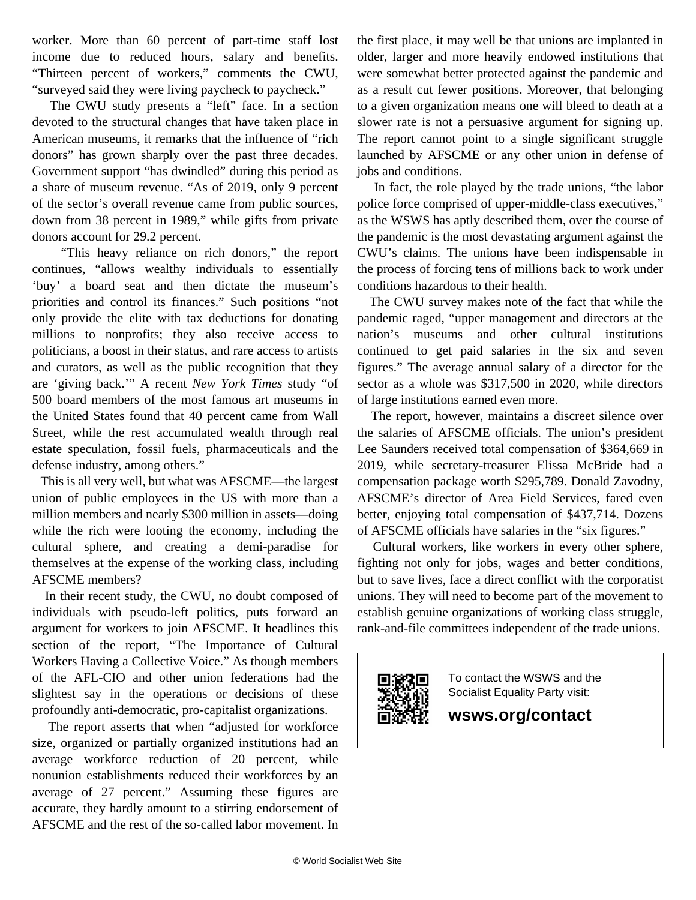worker. More than 60 percent of part-time staff lost income due to reduced hours, salary and benefits. “Thirteen percent of workers,” comments the CWU, “surveyed said they were living paycheck to paycheck.”

The CWU study presents a “left” face. In a section devoted to the structural changes that have taken place in American museums, it remarks that the influence of “rich donors” has grown sharply over the past three decades. Government support “has dwindled” during this period as a share of museum revenue. “As of 2019, only 9 percent of the sector’s overall revenue came from public sources, down from 38 percent in 1989,” while gifts from private donors account for 29.2 percent.

“This heavy reliance on rich donors,” the report continues, “allows wealthy individuals to essentially ‘buy’ a board seat and then dictate the museum’s priorities and control its finances.” Such positions “not only provide the elite with tax deductions for donating millions to nonprofits; they also receive access to politicians, a boost in their status, and rare access to artists and curators, as well as the public recognition that they are ‘giving back.’” A recent *New York Times* study “of 500 board members of the most famous art museums in the United States found that 40 percent came from Wall Street, while the rest accumulated wealth through real estate speculation, fossil fuels, pharmaceuticals and the defense industry, among others.”

This is all very well, but what was AFSCME—the largest union of public employees in the US with more than a million members and nearly $300 million in assets—doing while the rich were looting the economy, including the cultural sphere, and creating a demi-paradise for themselves at the expense of the working class, including AFSCME members?

In their recent study, the CWU, no doubt composed of individuals with pseudo-left politics, puts forward an argument for workers to join AFSCME. It headlines this section of the report, “The Importance of Cultural Workers Having a Collective Voice.” As though members of the AFL-CIO and other union federations had the slightest say in the operations or decisions of these profoundly anti-democratic, pro-capitalist organizations.

The report asserts that when “adjusted for workforce size, organized or partially organized institutions had an average workforce reduction of 20 percent, while nonunion establishments reduced their workforces by an average of 27 percent.” Assuming these figures are accurate, they hardly amount to a stirring endorsement of AFSCME and the rest of the so-called labor movement. In the first place, it may well be that unions are implanted in older, larger and more heavily endowed institutions that were somewhat better protected against the pandemic and as a result cut fewer positions. Moreover, that belonging to a given organization means one will bleed to death at a slower rate is not a persuasive argument for signing up. The report cannot point to a single significant struggle launched by AFSCME or any other union in defense of jobs and conditions.

In fact, the role played by the trade unions, “the labor police force comprised of upper-middle-class executives,” as the WSWS has aptly described them, over the course of the pandemic is the most devastating argument against the CWU’s claims. The unions have been indispensable in the process of forcing tens of millions back to work under conditions hazardous to their health.

The CWU survey makes note of the fact that while the pandemic raged, “upper management and directors at the nation’s museums and other cultural institutions continued to get paid salaries in the six and seven figures.” The average annual salary of a director for the sector as a whole was $317,500 in 2020, while directors of large institutions earned even more.

The report, however, maintains a discreet silence over the salaries of AFSCME officials. The union’s president Lee Saunders received total compensation of $364,669 in 2019, while secretary-treasurer Elissa McBride had a compensation package worth $295,789. Donald Zavodny, AFSCME’s director of Area Field Services, fared even better, enjoying total compensation of $437,714. Dozens of AFSCME officials have salaries in the “six figures.”

Cultural workers, like workers in every other sphere, fighting not only for jobs, wages and better conditions, but to save lives, face a direct conflict with the corporatist unions. They will need to become part of the movement to establish genuine organizations of working class struggle, rank-and-file committees independent of the trade unions.

To contact the WSWS and the Socialist Equality Party visit:

**wsws.org/contact**